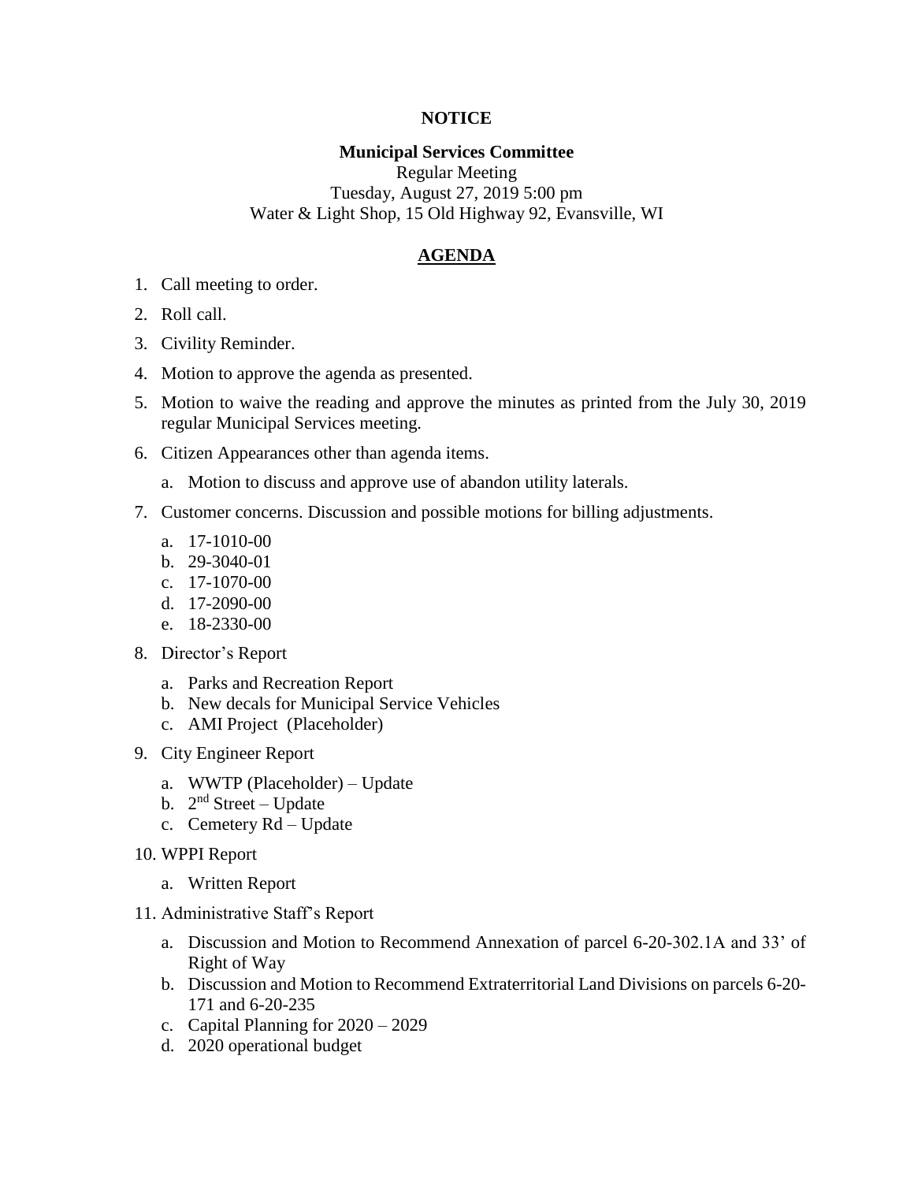**NOTICE**

**Municipal Services Committee**

Regular Meeting

Tuesday, August 27, 2019 5:00 pm

Water & Light Shop, 15 Old Highway 92, Evansville, WI

## AGENDA

1. Call meeting to order.
2. Roll call.
3. Civility Reminder.
4. Motion to approve the agenda as presented.
5. Motion to waive the reading and approve the minutes as printed from the July 30, 2019 regular Municipal Services meeting.
6. Citizen Appearances other than agenda items.
   a. Motion to discuss and approve use of abandon utility laterals.
7. Customer concerns. Discussion and possible motions for billing adjustments.
   a. 17-1010-00
   b. 29-3040-01
   c. 17-1070-00
   d. 17-2090-00
   e. 18-2330-00
8. Director's Report
   a. Parks and Recreation Report
   b. New decals for Municipal Service Vehicles
   c. AMI Project (Placeholder)
9. City Engineer Report
   a. WWTP (Placeholder) – Update
   b. 2nd Street – Update
   c. Cemetery Rd – Update
10. WPPI Report
    a. Written Report
11. Administrative Staff's Report
    a. Discussion and Motion to Recommend Annexation of parcel 6-20-302.1A and 33' of Right of Way
    b. Discussion and Motion to Recommend Extraterritorial Land Divisions on parcels 6-20-171 and 6-20-235
    c. Capital Planning for 2020 – 2029
    d. 2020 operational budget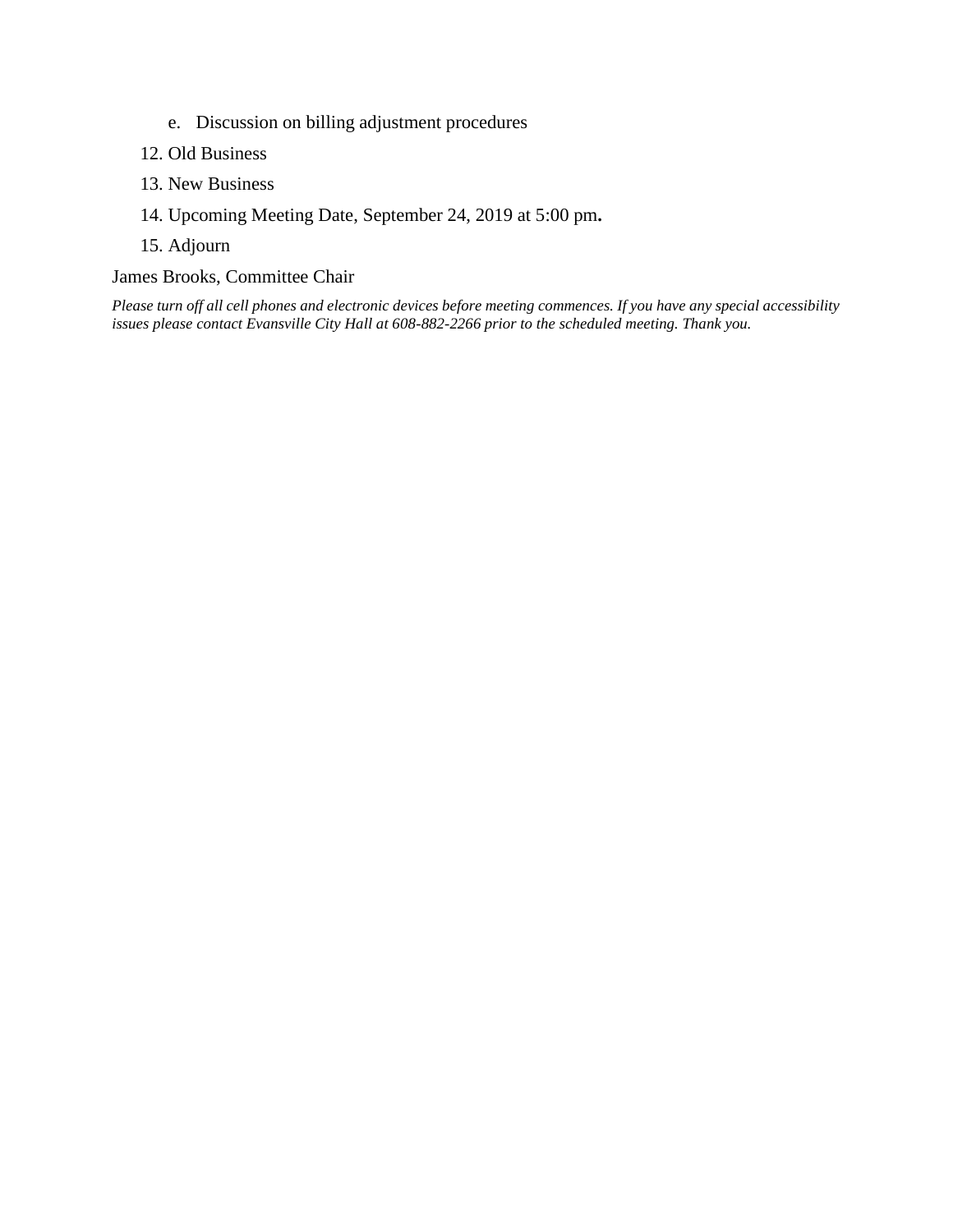e. Discussion on billing adjustment procedures

12. Old Business
13. New Business
14. Upcoming Meeting Date, September 24, 2019 at 5:00 pm**.**
15. Adjourn

James Brooks, Committee Chair

*Please turn off all cell phones and electronic devices before meeting commences. If you have any special accessibility issues please contact Evansville City Hall at 608-882-2266 prior to the scheduled meeting. Thank you.*